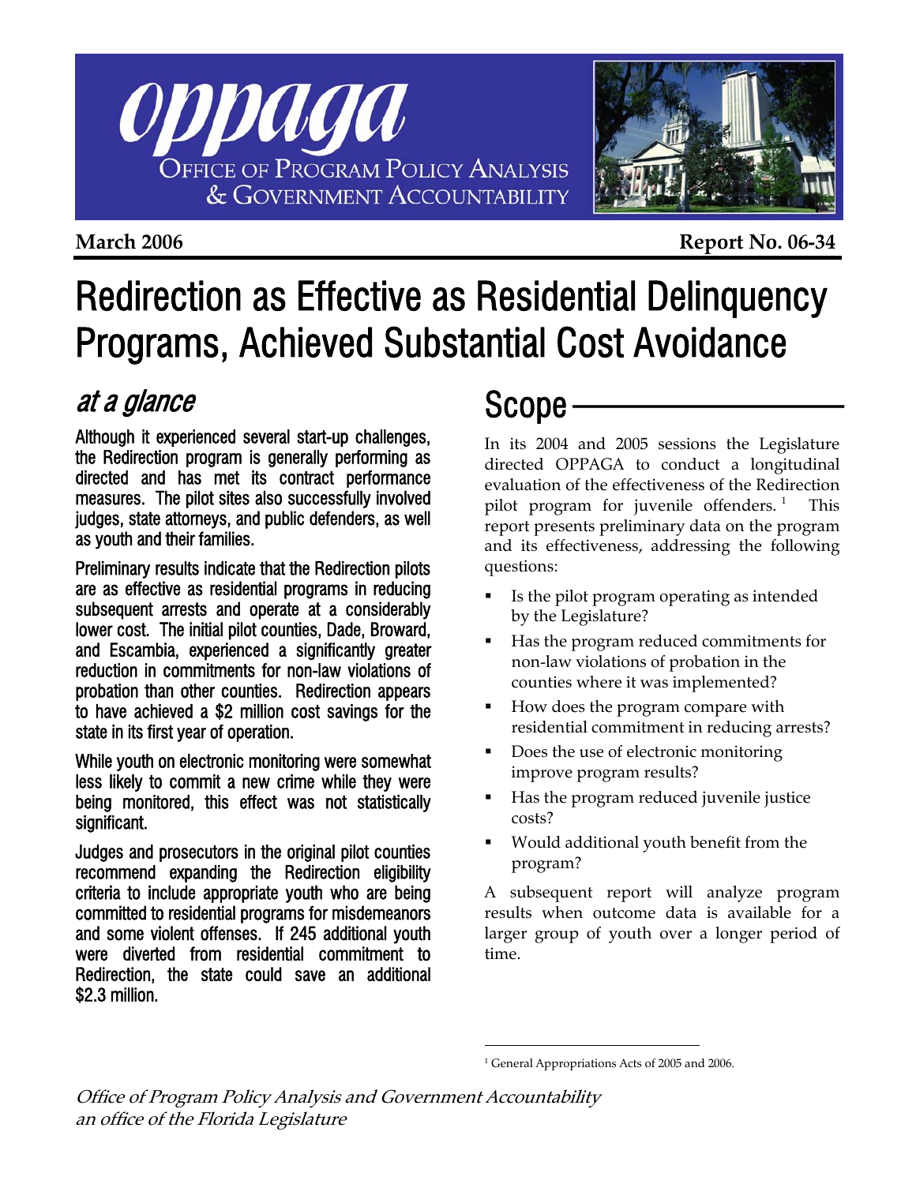# oppaga

OFFICE OF PROGRAM POLICY ANALYSIS & GOVERNMENT ACCOUNTABILITY

**March 2006** **Report No. 06-34**

# Redirection as Effective as Residential Delinquency Programs, Achieved Substantial Cost Avoidance

## *at a glance*

Although it experienced several start-up challenges, the Redirection program is generally performing as directed and has met its contract performance measures. The pilot sites also successfully involved judges, state attorneys, and public defenders, as well as youth and their families.

Preliminary results indicate that the Redirection pilots are as effective as residential programs in reducing subsequent arrests and operate at a considerably lower cost. The initial pilot counties, Dade, Broward, and Escambia, experienced a significantly greater reduction in commitments for non-law violations of probation than other counties. Redirection appears to have achieved a $2 million cost savings for the state in its first year of operation.

While youth on electronic monitoring were somewhat less likely to commit a new crime while they were being monitored, this effect was not statistically significant.

Judges and prosecutors in the original pilot counties recommend expanding the Redirection eligibility criteria to include appropriate youth who are being committed to residential programs for misdemeanors and some violent offenses. If 245 additional youth were diverted from residential commitment to Redirection, the state could save an additional $2.3 million.

## Scope

In its 2004 and 2005 sessions the Legislature directed OPPAGA to conduct a longitudinal evaluation of the effectiveness of the Redirection pilot program for juvenile offenders. [1] This report presents preliminary data on the program and its effectiveness, addressing the following questions:

- Is the pilot program operating as intended by the Legislature?
- Has the program reduced commitments for non-law violations of probation in the counties where it was implemented?
- How does the program compare with residential commitment in reducing arrests?
- Does the use of electronic monitoring improve program results?
- Has the program reduced juvenile justice costs?
- Would additional youth benefit from the program?

A subsequent report will analyze program results when outcome data is available for a larger group of youth over a longer period of time.

[1] General Appropriations Acts of 2005 and 2006.

*Office of Program Policy Analysis and Government Accountability*
*an office of the Florida Legislature*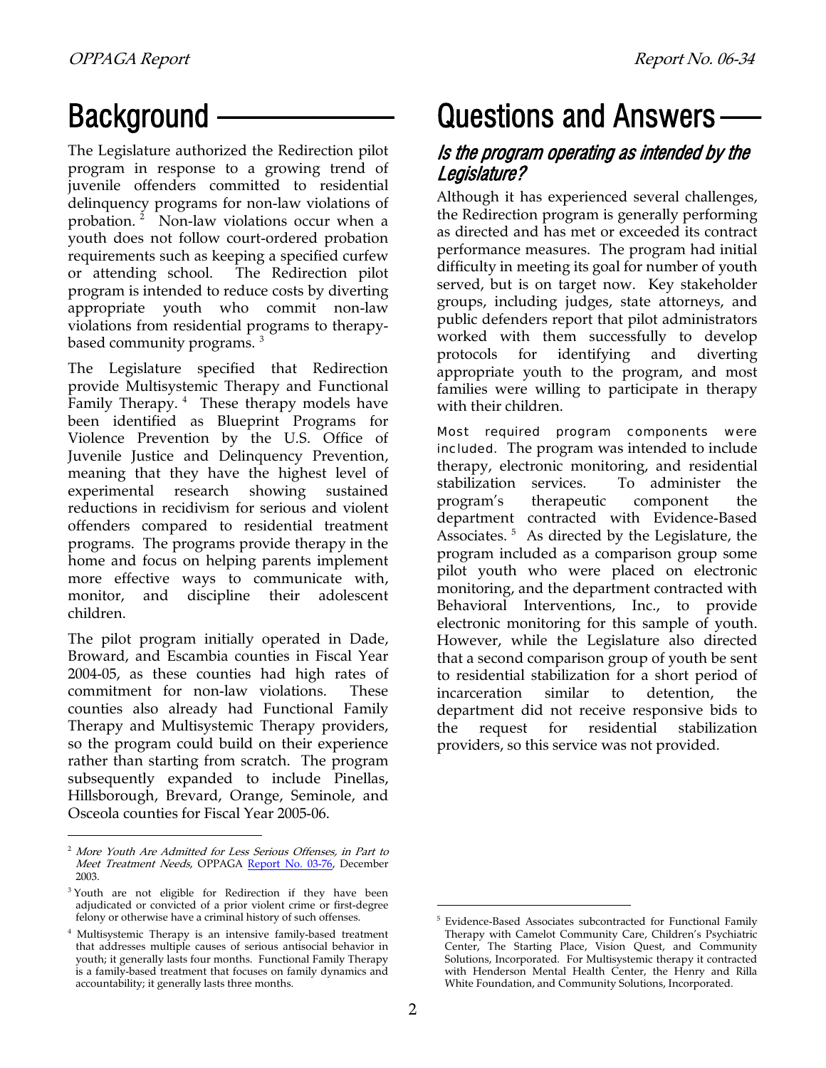# Background

The Legislature authorized the Redirection pilot program in response to a growing trend of juvenile offenders committed to residential delinquency programs for non-law violations of probation. [2] Non-law violations occur when a youth does not follow court-ordered probation requirements such as keeping a specified curfew or attending school. The Redirection pilot program is intended to reduce costs by diverting appropriate youth who commit non-law violations from residential programs to therapy-based community programs. [3]

The Legislature specified that Redirection provide Multisystemic Therapy and Functional Family Therapy. [4] These therapy models have been identified as Blueprint Programs for Violence Prevention by the U.S. Office of Juvenile Justice and Delinquency Prevention, meaning that they have the highest level of experimental research showing sustained reductions in recidivism for serious and violent offenders compared to residential treatment programs. The programs provide therapy in the home and focus on helping parents implement more effective ways to communicate with, monitor, and discipline their adolescent children.

The pilot program initially operated in Dade, Broward, and Escambia counties in Fiscal Year 2004-05, as these counties had high rates of commitment for non-law violations. These counties also already had Functional Family Therapy and Multisystemic Therapy providers, so the program could build on their experience rather than starting from scratch. The program subsequently expanded to include Pinellas, Hillsborough, Brevard, Orange, Seminole, and Osceola counties for Fiscal Year 2005-06.

[2] *More Youth Are Admitted for Less Serious Offenses, in Part to Meet Treatment Needs*, OPPAGA Report No. 03-76, December 2003.

[3] Youth are not eligible for Redirection if they have been adjudicated or convicted of a prior violent crime or first-degree felony or otherwise have a criminal history of such offenses.

[4] Multisystemic Therapy is an intensive family-based treatment that addresses multiple causes of serious antisocial behavior in youth; it generally lasts four months. Functional Family Therapy is a family-based treatment that focuses on family dynamics and accountability; it generally lasts three months.

# Questions and Answers

## *Is the program operating as intended by the Legislature?*

Although it has experienced several challenges, the Redirection program is generally performing as directed and has met or exceeded its contract performance measures. The program had initial difficulty in meeting its goal for number of youth served, but is on target now. Key stakeholder groups, including judges, state attorneys, and public defenders report that pilot administrators worked with them successfully to develop protocols for identifying and diverting appropriate youth to the program, and most families were willing to participate in therapy with their children.

Most required program components were included. The program was intended to include therapy, electronic monitoring, and residential stabilization services. To administer the program's therapeutic component the department contracted with Evidence-Based Associates. [5] As directed by the Legislature, the program included as a comparison group some pilot youth who were placed on electronic monitoring, and the department contracted with Behavioral Interventions, Inc., to provide electronic monitoring for this sample of youth. However, while the Legislature also directed that a second comparison group of youth be sent to residential stabilization for a short period of incarceration similar to detention, the department did not receive responsive bids to the request for residential stabilization providers, so this service was not provided.

[5] Evidence-Based Associates subcontracted for Functional Family Therapy with Camelot Community Care, Children's Psychiatric Center, The Starting Place, Vision Quest, and Community Solutions, Incorporated. For Multisystemic therapy it contracted with Henderson Mental Health Center, the Henry and Rilla White Foundation, and Community Solutions, Incorporated.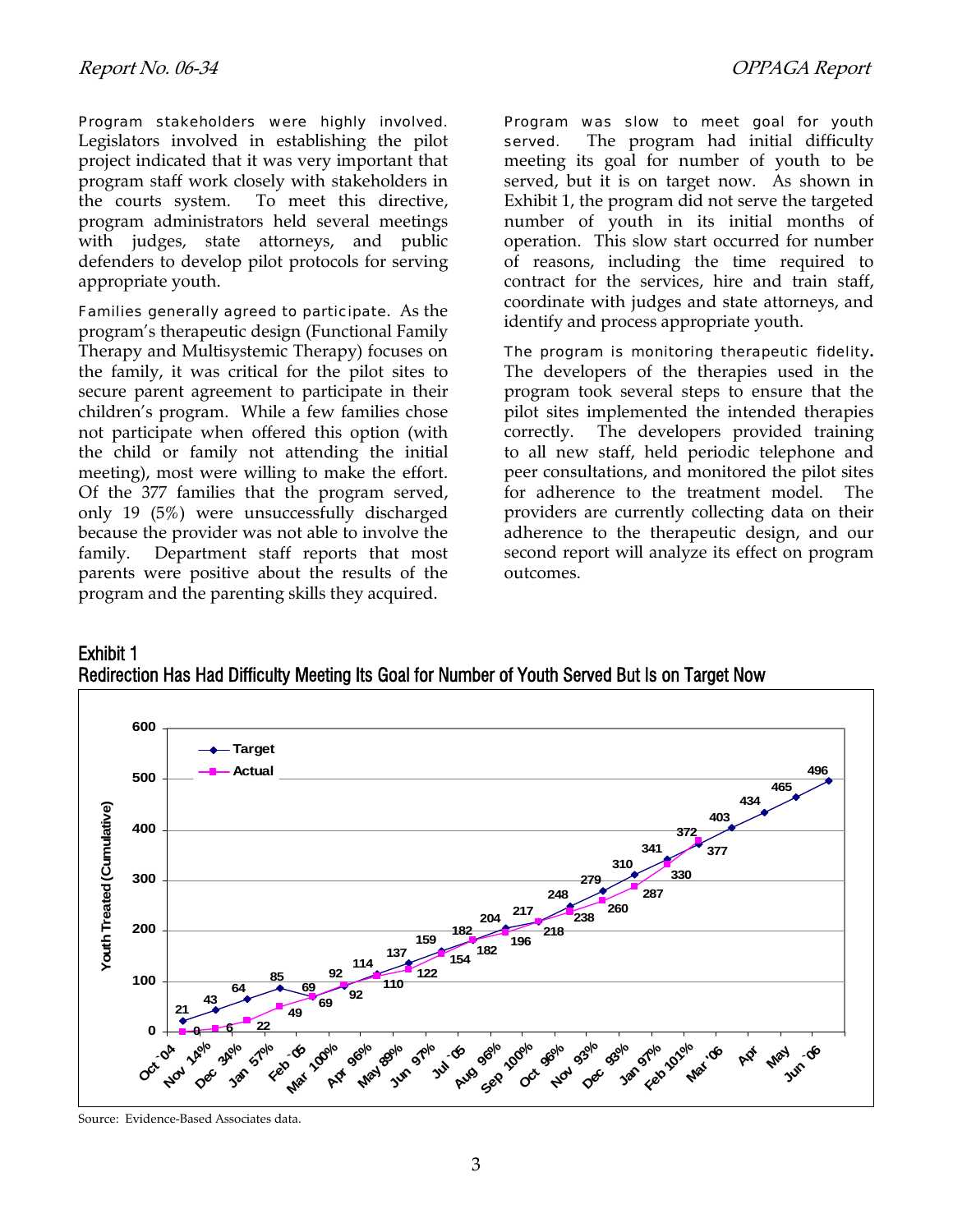**Program stakeholders were highly involved.** Legislators involved in establishing the pilot project indicated that it was very important that program staff work closely with stakeholders in the courts system. To meet this directive, program administrators held several meetings with judges, state attorneys, and public defenders to develop pilot protocols for serving appropriate youth.

**Families generally agreed to participate.** As the program's therapeutic design (Functional Family Therapy and Multisystemic Therapy) focuses on the family, it was critical for the pilot sites to secure parent agreement to participate in their children's program. While a few families chose not participate when offered this option (with the child or family not attending the initial meeting), most were willing to make the effort. Of the 377 families that the program served, only 19 (5%) were unsuccessfully discharged because the provider was not able to involve the family. Department staff reports that most parents were positive about the results of the program and the parenting skills they acquired.

**Program was slow to meet goal for youth served.** The program had initial difficulty meeting its goal for number of youth to be served, but it is on target now. As shown in Exhibit 1, the program did not serve the targeted number of youth in its initial months of operation. This slow start occurred for number of reasons, including the time required to contract for the services, hire and train staff, coordinate with judges and state attorneys, and identify and process appropriate youth.

**The program is monitoring therapeutic fidelity.** The developers of the therapies used in the program took several steps to ensure that the pilot sites implemented the intended therapies correctly. The developers provided training to all new staff, held periodic telephone and peer consultations, and monitored the pilot sites for adherence to the treatment model. The providers are currently collecting data on their adherence to the therapeutic design, and our second report will analyze its effect on program outcomes.

**Exhibit 1**
**Redirection Has Had Difficulty Meeting Its Goal for Number of Youth Served But Is on Target Now**

Youth Treated (Cumulative)

| Month | Target | Actual |
|---|---|---|
| Oct `04 | 21 | 0 |
| Nov 14% | 43 | 6 |
| Dec 34% | 64 | 22 |
| Jan 57% | 85 | 49 |
| Feb `05 | 69 | 69 |
| Mar 100% | 92 | 92 |
| Apr 96% | 114 | 110 |
| May 89% | 137 | 122 |
| Jun 97% | 159 | 154 |
| Jul `05 | 182 | 182 |
| Aug 96% | 204 | 196 |
| Sep 100% | 217 | 218 |
| Oct 96% | 248 | 238 |
| Nov 93% | 279 | 260 |
| Dec 93% | 310 | 287 |
| Jan 97% | 341 | 330 |
| Feb 101% | 372 | 377 |
| Mar `06 | 403 | |
| Apr | 434 | |
| May | 465 | |
| Jun `06 | 496 | |

Source: Evidence-Based Associates data.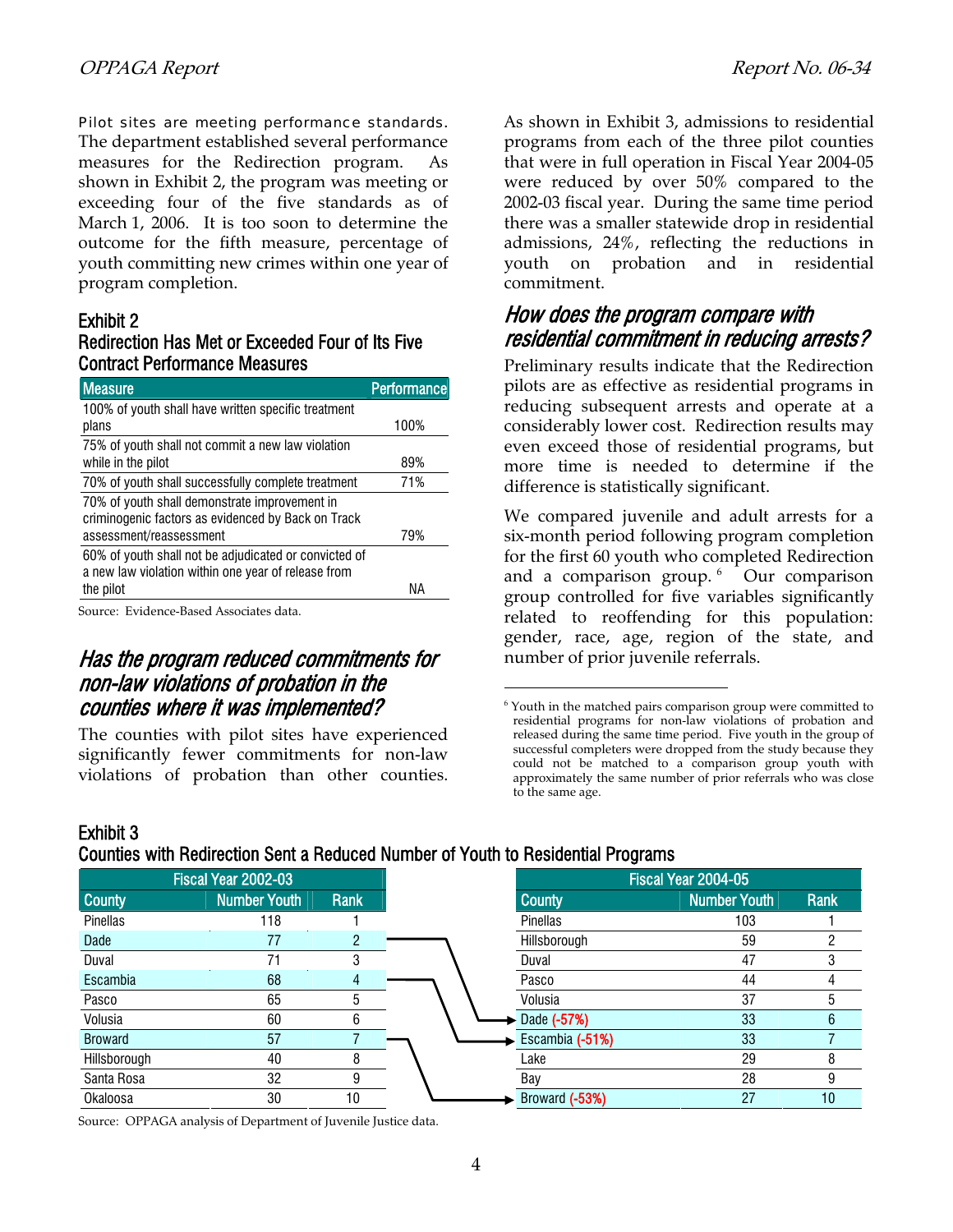**Pilot sites are meeting performance standards.** The department established several performance measures for the Redirection program. As shown in Exhibit 2, the program was meeting or exceeding four of the five standards as of March 1, 2006. It is too soon to determine the outcome for the fifth measure, percentage of youth committing new crimes within one year of program completion.

### Exhibit 2
### Redirection Has Met or Exceeded Four of Its Five Contract Performance Measures

| Measure | Performance |
|---|---|
| 100% of youth shall have written specific treatment plans | 100% |
| 75% of youth shall not commit a new law violation while in the pilot | 89% |
| 70% of youth shall successfully complete treatment | 71% |
| 70% of youth shall demonstrate improvement in criminogenic factors as evidenced by Back on Track assessment/reassessment | 79% |
| 60% of youth shall not be adjudicated or convicted of a new law violation within one year of release from the pilot | NA |

Source: Evidence-Based Associates data.

## *Has the program reduced commitments for non-law violations of probation in the counties where it was implemented?*

The counties with pilot sites have experienced significantly fewer commitments for non-law violations of probation than other counties. As shown in Exhibit 3, admissions to residential programs from each of the three pilot counties that were in full operation in Fiscal Year 2004-05 were reduced by over 50% compared to the 2002-03 fiscal year. During the same time period there was a smaller statewide drop in residential admissions, 24%, reflecting the reductions in youth on probation and in residential commitment.

## *How does the program compare with residential commitment in reducing arrests?*

Preliminary results indicate that the Redirection pilots are as effective as residential programs in reducing subsequent arrests and operate at a considerably lower cost. Redirection results may even exceed those of residential programs, but more time is needed to determine if the difference is statistically significant.

We compared juvenile and adult arrests for a six-month period following program completion for the first 60 youth who completed Redirection and a comparison group.[6] Our comparison group controlled for five variables significantly related to reoffending for this population: gender, race, age, region of the state, and number of prior juvenile referrals.

[6] Youth in the matched pairs comparison group were committed to residential programs for non-law violations of probation and released during the same time period. Five youth in the group of successful completers were dropped from the study because they could not be matched to a comparison group youth with approximately the same number of prior referrals who was close to the same age.

### Exhibit 3
### Counties with Redirection Sent a Reduced Number of Youth to Residential Programs

| Fiscal Year 2002-03 | | |
|---|---|---|
| **County** | **Number Youth** | **Rank** |
| Pinellas | 118 | 1 |
| Dade | 77 | 2 |
| Duval | 71 | 3 |
| Escambia | 68 | 4 |
| Pasco | 65 | 5 |
| Volusia | 60 | 6 |
| Broward | 57 | 7 |
| Hillsborough | 40 | 8 |
| Santa Rosa | 32 | 9 |
| Okaloosa | 30 | 10 |

| Fiscal Year 2004-05 | | |
|---|---|---|
| **County** | **Number Youth** | **Rank** |
| Pinellas | 103 | 1 |
| Hillsborough | 59 | 2 |
| Duval | 47 | 3 |
| Pasco | 44 | 4 |
| Volusia | 37 | 5 |
| Dade (-57%) | 33 | 6 |
| Escambia (-51%) | 33 | 7 |
| Lake | 29 | 8 |
| Bay | 28 | 9 |
| Broward (-53%) | 27 | 10 |

Source: OPPAGA analysis of Department of Juvenile Justice data.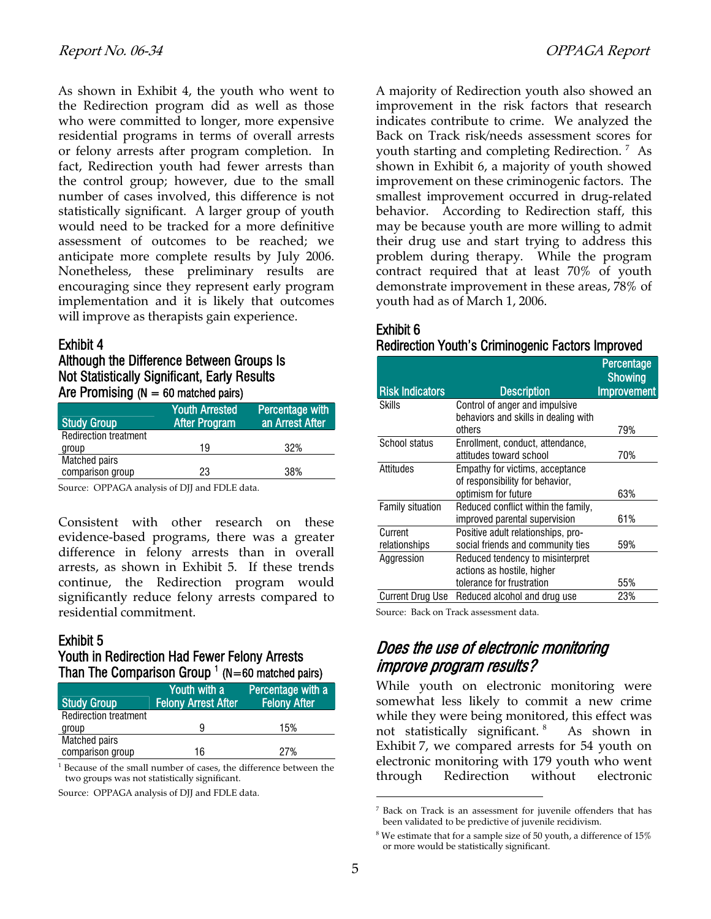As shown in Exhibit 4, the youth who went to the Redirection program did as well as those who were committed to longer, more expensive residential programs in terms of overall arrests or felony arrests after program completion. In fact, Redirection youth had fewer arrests than the control group; however, due to the small number of cases involved, this difference is not statistically significant. A larger group of youth would need to be tracked for a more definitive assessment of outcomes to be reached; we anticipate more complete results by July 2006. Nonetheless, these preliminary results are encouraging since they represent early program implementation and it is likely that outcomes will improve as therapists gain experience.

### Exhibit 4
### Although the Difference Between Groups Is Not Statistically Significant, Early Results Are Promising (N = 60 matched pairs)

| Study Group | Youth Arrested After Program | Percentage with an Arrest After |
|---|---|---|
| Redirection treatment group | 19 | 32% |
| Matched pairs comparison group | 23 | 38% |

Source: OPPAGA analysis of DJJ and FDLE data.

Consistent with other research on these evidence-based programs, there was a greater difference in felony arrests than in overall arrests, as shown in Exhibit 5. If these trends continue, the Redirection program would significantly reduce felony arrests compared to residential commitment.

### Exhibit 5
### Youth in Redirection Had Fewer Felony Arrests Than The Comparison Group [1] (N=60 matched pairs)

| Study Group | Youth with a Felony Arrest After | Percentage with a Felony After |
|---|---|---|
| Redirection treatment group | 9 | 15% |
| Matched pairs comparison group | 16 | 27% |

[1] Because of the small number of cases, the difference between the two groups was not statistically significant.

Source: OPPAGA analysis of DJJ and FDLE data.

A majority of Redirection youth also showed an improvement in the risk factors that research indicates contribute to crime. We analyzed the Back on Track risk/needs assessment scores for youth starting and completing Redirection. [7] As shown in Exhibit 6, a majority of youth showed improvement on these criminogenic factors. The smallest improvement occurred in drug-related behavior. According to Redirection staff, this may be because youth are more willing to admit their drug use and start trying to address this problem during therapy. While the program contract required that at least 70% of youth demonstrate improvement in these areas, 78% of youth had as of March 1, 2006.

### Exhibit 6
### Redirection Youth's Criminogenic Factors Improved

| Risk Indicators | Description | Percentage Showing Improvement |
|---|---|---|
| Skills | Control of anger and impulsive behaviors and skills in dealing with others | 79% |
| School status | Enrollment, conduct, attendance, attitudes toward school | 70% |
| Attitudes | Empathy for victims, acceptance of responsibility for behavior, optimism for future | 63% |
| Family situation | Reduced conflict within the family, improved parental supervision | 61% |
| Current relationships | Positive adult relationships, pro-social friends and community ties | 59% |
| Aggression | Reduced tendency to misinterpret actions as hostile, higher tolerance for frustration | 55% |
| Current Drug Use | Reduced alcohol and drug use | 23% |

Source: Back on Track assessment data.

## *Does the use of electronic monitoring improve program results?*

While youth on electronic monitoring were somewhat less likely to commit a new crime while they were being monitored, this effect was not statistically significant. [8] As shown in Exhibit 7, we compared arrests for 54 youth on electronic monitoring with 179 youth who went through Redirection without electronic

---

[7] Back on Track is an assessment for juvenile offenders that has been validated to be predictive of juvenile recidivism.

[8] We estimate that for a sample size of 50 youth, a difference of 15% or more would be statistically significant.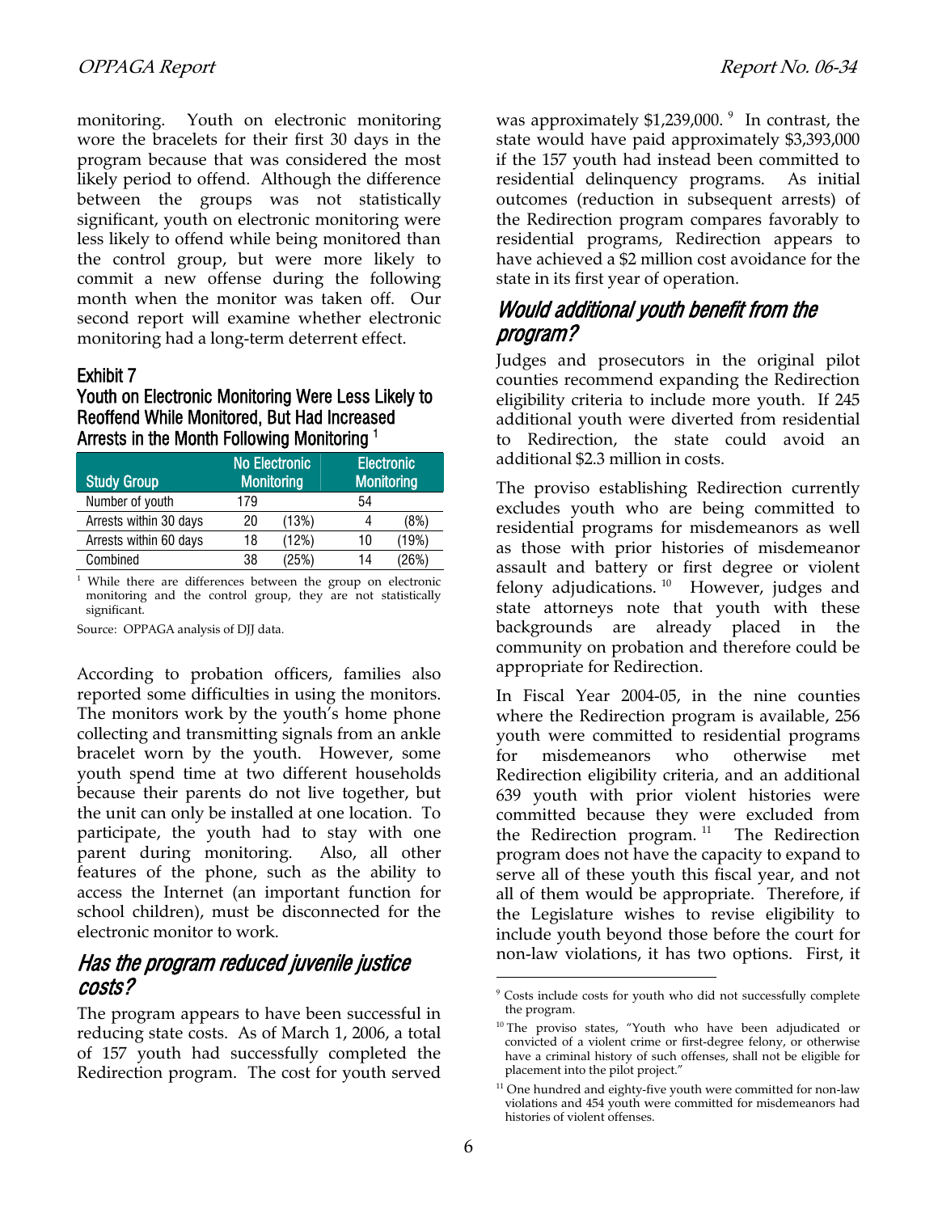monitoring. Youth on electronic monitoring wore the bracelets for their first 30 days in the program because that was considered the most likely period to offend. Although the difference between the groups was not statistically significant, youth on electronic monitoring were less likely to offend while being monitored than the control group, but were more likely to commit a new offense during the following month when the monitor was taken off. Our second report will examine whether electronic monitoring had a long-term deterrent effect.

**Exhibit 7**
**Youth on Electronic Monitoring Were Less Likely to Reoffend While Monitored, But Had Increased Arrests in the Month Following Monitoring** [1]

| Study Group | No Electronic Monitoring | | Electronic Monitoring | |
|---|---|---|---|---|
| Number of youth | 179 | | 54 | |
| Arrests within 30 days | 20 | (13%) | 4 | (8%) |
| Arrests within 60 days | 18 | (12%) | 10 | (19%) |
| Combined | 38 | (25%) | 14 | (26%) |

[1] While there are differences between the group on electronic monitoring and the control group, they are not statistically significant.

Source: OPPAGA analysis of DJJ data.

According to probation officers, families also reported some difficulties in using the monitors. The monitors work by the youth's home phone collecting and transmitting signals from an ankle bracelet worn by the youth. However, some youth spend time at two different households because their parents do not live together, but the unit can only be installed at one location. To participate, the youth had to stay with one parent during monitoring. Also, all other features of the phone, such as the ability to access the Internet (an important function for school children), must be disconnected for the electronic monitor to work.

## *Has the program reduced juvenile justice costs?*

The program appears to have been successful in reducing state costs. As of March 1, 2006, a total of 157 youth had successfully completed the Redirection program. The cost for youth served was approximately $1,239,000. [9] In contrast, the state would have paid approximately $3,393,000 if the 157 youth had instead been committed to residential delinquency programs. As initial outcomes (reduction in subsequent arrests) of the Redirection program compares favorably to residential programs, Redirection appears to have achieved a $2 million cost avoidance for the state in its first year of operation.

## *Would additional youth benefit from the program?*

Judges and prosecutors in the original pilot counties recommend expanding the Redirection eligibility criteria to include more youth. If 245 additional youth were diverted from residential to Redirection, the state could avoid an additional $2.3 million in costs.

The proviso establishing Redirection currently excludes youth who are being committed to residential programs for misdemeanors as well as those with prior histories of misdemeanor assault and battery or first degree or violent felony adjudications. [10] However, judges and state attorneys note that youth with these backgrounds are already placed in the community on probation and therefore could be appropriate for Redirection.

In Fiscal Year 2004-05, in the nine counties where the Redirection program is available, 256 youth were committed to residential programs for misdemeanors who otherwise met Redirection eligibility criteria, and an additional 639 youth with prior violent histories were committed because they were excluded from the Redirection program. [11] The Redirection program does not have the capacity to expand to serve all of these youth this fiscal year, and not all of them would be appropriate. Therefore, if the Legislature wishes to revise eligibility to include youth beyond those before the court for non-law violations, it has two options. First, it

[9] Costs include costs for youth who did not successfully complete the program.

[10] The proviso states, "Youth who have been adjudicated or convicted of a violent crime or first-degree felony, or otherwise have a criminal history of such offenses, shall not be eligible for placement into the pilot project."

[11] One hundred and eighty-five youth were committed for non-law violations and 454 youth were committed for misdemeanors had histories of violent offenses.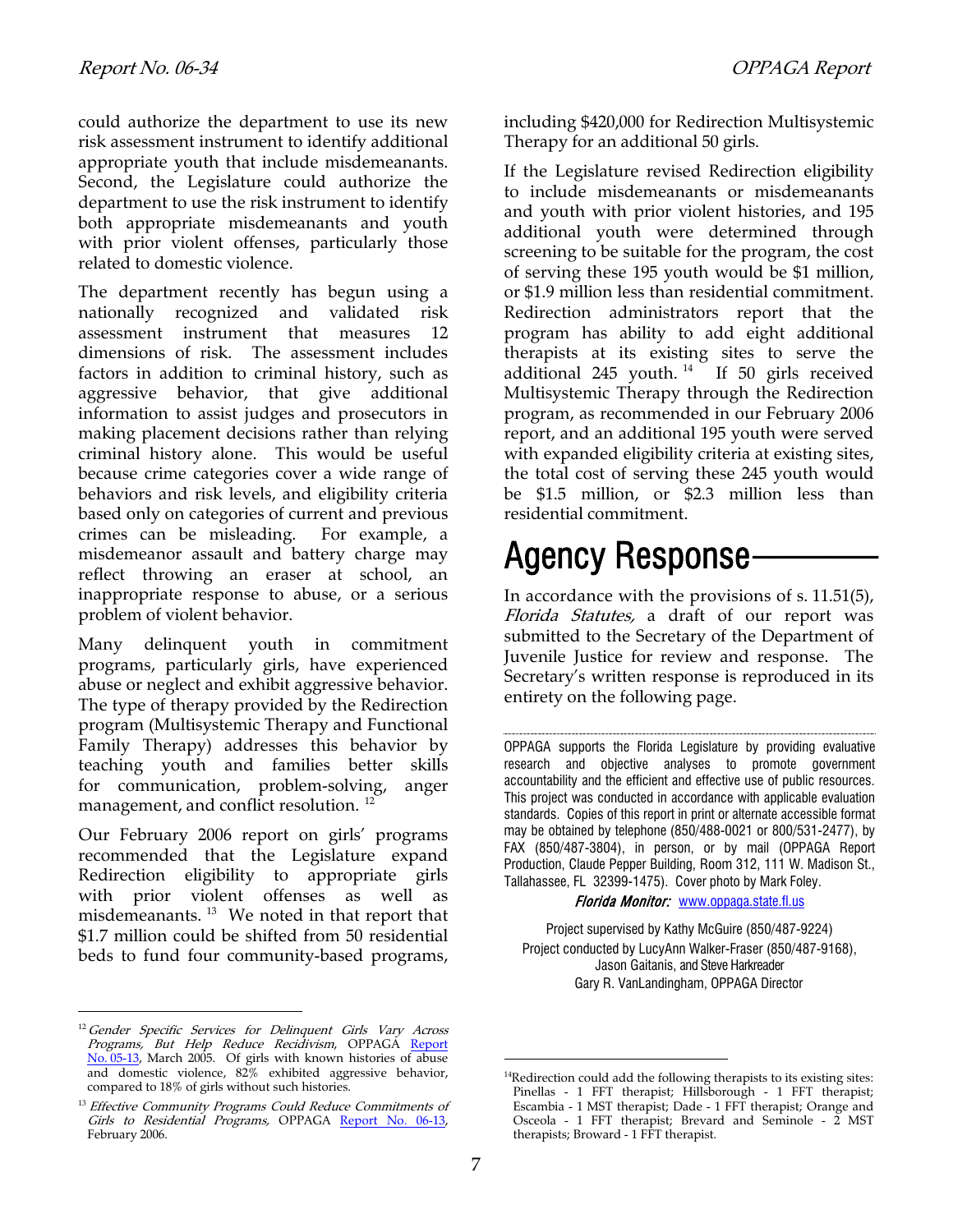could authorize the department to use its new risk assessment instrument to identify additional appropriate youth that include misdemeanants. Second, the Legislature could authorize the department to use the risk instrument to identify both appropriate misdemeanants and youth with prior violent offenses, particularly those related to domestic violence.

The department recently has begun using a nationally recognized and validated risk assessment instrument that measures 12 dimensions of risk. The assessment includes factors in addition to criminal history, such as aggressive behavior, that give additional information to assist judges and prosecutors in making placement decisions rather than relying criminal history alone. This would be useful because crime categories cover a wide range of behaviors and risk levels, and eligibility criteria based only on categories of current and previous crimes can be misleading. For example, a misdemeanor assault and battery charge may reflect throwing an eraser at school, an inappropriate response to abuse, or a serious problem of violent behavior.

Many delinquent youth in commitment programs, particularly girls, have experienced abuse or neglect and exhibit aggressive behavior. The type of therapy provided by the Redirection program (Multisystemic Therapy and Functional Family Therapy) addresses this behavior by teaching youth and families better skills for communication, problem-solving, anger management, and conflict resolution. [12]

Our February 2006 report on girls' programs recommended that the Legislature expand Redirection eligibility to appropriate girls with prior violent offenses as well as misdemeanants. [13] We noted in that report that $1.7 million could be shifted from 50 residential beds to fund four community-based programs, including $420,000 for Redirection Multisystemic Therapy for an additional 50 girls.

If the Legislature revised Redirection eligibility to include misdemeanants or misdemeanants and youth with prior violent histories, and 195 additional youth were determined through screening to be suitable for the program, the cost of serving these 195 youth would be $1 million, or $1.9 million less than residential commitment. Redirection administrators report that the program has ability to add eight additional therapists at its existing sites to serve the additional 245 youth. [14] If 50 girls received Multisystemic Therapy through the Redirection program, as recommended in our February 2006 report, and an additional 195 youth were served with expanded eligibility criteria at existing sites, the total cost of serving these 245 youth would be $1.5 million, or $2.3 million less than residential commitment.

# Agency Response

In accordance with the provisions of s. 11.51(5), *Florida Statutes,* a draft of our report was submitted to the Secretary of the Department of Juvenile Justice for review and response. The Secretary's written response is reproduced in its entirety on the following page.

---

OPPAGA supports the Florida Legislature by providing evaluative research and objective analyses to promote government accountability and the efficient and effective use of public resources. This project was conducted in accordance with applicable evaluation standards. Copies of this report in print or alternate accessible format may be obtained by telephone (850/488-0021 or 800/531-2477), by FAX (850/487-3804), in person, or by mail (OPPAGA Report Production, Claude Pepper Building, Room 312, 111 W. Madison St., Tallahassee, FL 32399-1475). Cover photo by Mark Foley.

***Florida Monitor:*** www.oppaga.state.fl.us

Project supervised by Kathy McGuire (850/487-9224)
Project conducted by LucyAnn Walker-Fraser (850/487-9168), Jason Gaitanis, and Steve Harkreader
Gary R. VanLandingham, OPPAGA Director

---

[12] *Gender Specific Services for Delinquent Girls Vary Across Programs, But Help Reduce Recidivism,* OPPAGA Report No. 05-13, March 2005. Of girls with known histories of abuse and domestic violence, 82% exhibited aggressive behavior, compared to 18% of girls without such histories.

[13] *Effective Community Programs Could Reduce Commitments of Girls to Residential Programs,* OPPAGA Report No. 06-13, February 2006.

[14] Redirection could add the following therapists to its existing sites: Pinellas - 1 FFT therapist; Hillsborough - 1 FFT therapist; Escambia - 1 MST therapist; Dade - 1 FFT therapist; Orange and Osceola - 1 FFT therapist; Brevard and Seminole - 2 MST therapists; Broward - 1 FFT therapist.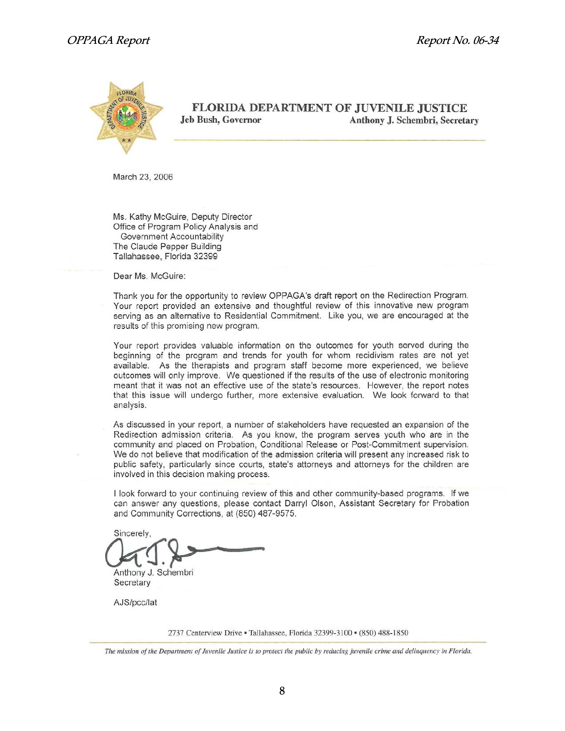**FLORIDA DEPARTMENT OF JUVENILE JUSTICE**

**Jeb Bush, Governor** **Anthony J. Schembri, Secretary**

March 23, 2006

Ms. Kathy McGuire, Deputy Director
Office of Program Policy Analysis and
Government Accountability
The Claude Pepper Building
Tallahassee, Florida 32399

Dear Ms. McGuire:

Thank you for the opportunity to review OPPAGA's draft report on the Redirection Program. Your report provided an extensive and thoughtful review of this innovative new program serving as an alternative to Residential Commitment. Like you, we are encouraged at the results of this promising new program.

Your report provides valuable information on the outcomes for youth served during the beginning of the program and trends for youth for whom recidivism rates are not yet available. As the therapists and program staff become more experienced, we believe outcomes will only improve. We questioned if the results of the use of electronic monitoring meant that it was not an effective use of the state's resources. However, the report notes that this issue will undergo further, more extensive evaluation. We look forward to that analysis.

As discussed in your report, a number of stakeholders have requested an expansion of the Redirection admission criteria. As you know, the program serves youth who are in the community and placed on Probation, Conditional Release or Post-Commitment supervision. We do not believe that modification of the admission criteria will present any increased risk to public safety, particularly since courts, state's attorneys and attorneys for the children are involved in this decision making process.

I look forward to your continuing review of this and other community-based programs. If we can answer any questions, please contact Darryl Olson, Assistant Secretary for Probation and Community Corrections, at (850) 487-9575.

Sincerely,

Anthony J. Schembri
Secretary

AJS/pcc/lat

2737 Centerview Drive • Tallahassee, Florida 32399-3100 • (850) 488-1850

*The mission of the Department of Juvenile Justice is to protect the public by reducing juvenile crime and delinquency in Florida.*